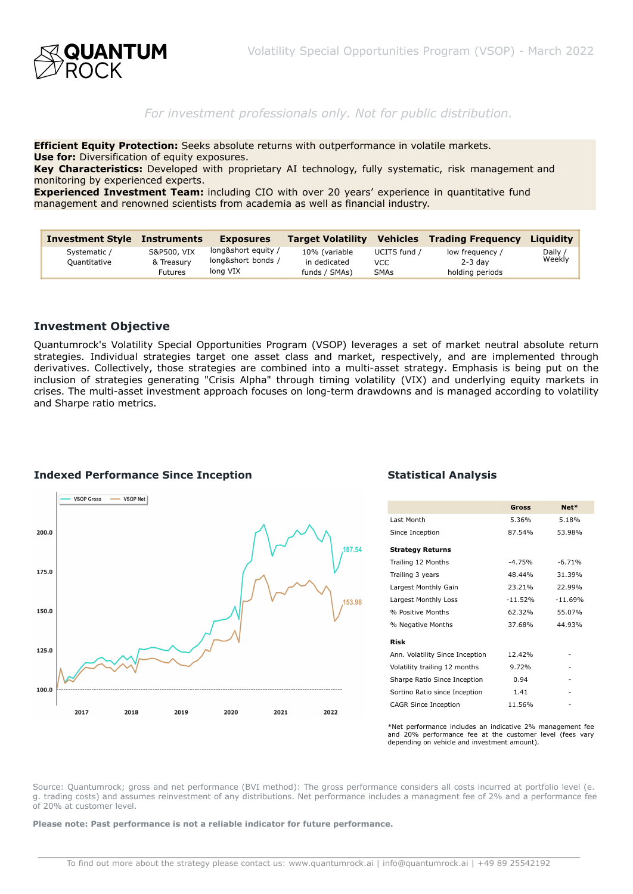# QUANTUM ROCK

Volatility Special Opportunities Program (VSOP) - March 2022

*For investment professionals only. Not for public distribution.*

**Efficient Equity Protection:** Seeks absolute returns with outperformance in volatile markets.
**Use for:** Diversification of equity exposures.
**Key Characteristics:** Developed with proprietary AI technology, fully systematic, risk management and monitoring by experienced experts.
**Experienced Investment Team:** including CIO with over 20 years' experience in quantitative fund management and renowned scientists from academia as well as financial industry.

| Investment Style | Instruments | Exposures | Target Volatility | Vehicles | Trading Frequency | Liquidity |
|---|---|---|---|---|---|---|
| Systematic / Quantitative | S&P500, VIX & Treasury Futures | long&short equity / long&short bonds / long VIX | 10% (variable in dedicated funds / SMAs) | UCITS fund / VCC SMAs | low frequency / 2-3 day holding periods | Daily / Weekly |

## Investment Objective

Quantumrock's Volatility Special Opportunities Program (VSOP) leverages a set of market neutral absolute return strategies. Individual strategies target one asset class and market, respectively, and are implemented through derivatives. Collectively, those strategies are combined into a multi-asset strategy. Emphasis is being put on the inclusion of strategies generating "Crisis Alpha" through timing volatility (VIX) and underlying equity markets in crises. The multi-asset investment approach focuses on long-term drawdowns and is managed according to volatility and Sharpe ratio metrics.

## Indexed Performance Since Inception

VSOP Gross: 187.54
VSOP Net: 153.98

## Statistical Analysis

| | Gross | Net* |
|---|---|---|
| Last Month | 5.36% | 5.18% |
| Since Inception | 87.54% | 53.98% |
| **Strategy Returns** | | |
| Trailing 12 Months | -4.75% | -6.71% |
| Trailing 3 years | 48.44% | 31.39% |
| Largest Monthly Gain | 23.21% | 22.99% |
| Largest Monthly Loss | -11.52% | -11.69% |
| % Positive Months | 62.32% | 55.07% |
| % Negative Months | 37.68% | 44.93% |
| **Risk** | | |
| Ann. Volatility Since Inception | 12.42% | - |
| Volatility trailing 12 months | 9.72% | - |
| Sharpe Ratio Since Inception | 0.94 | - |
| Sortino Ratio since Inception | 1.41 | - |
| CAGR Since Inception | 11.56% | - |

*Net performance includes an indicative 2% management fee and 20% performance fee at the customer level (fees vary depending on vehicle and investment amount).

Source: Quantumrock; gross and net performance (BVI method): The gross performance considers all costs incurred at portfolio level (e. g. trading costs) and assumes reinvestment of any distributions. Net performance includes a managment fee of 2% and a performance fee of 20% at customer level.

**Please note: Past performance is not a reliable indicator for future performance.**

To find out more about the strategy please contact us: www.quantumrock.ai | info@quantumrock.ai | +49 89 25542192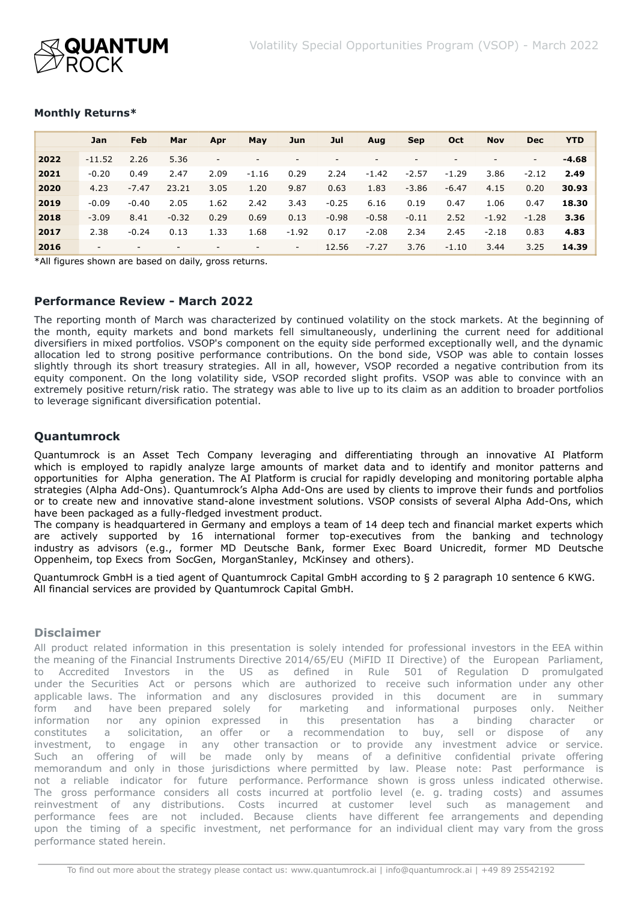### Monthly Returns*

| | Jan | Feb | Mar | Apr | May | Jun | Jul | Aug | Sep | Oct | Nov | Dec | YTD |
|---|---|---|---|---|---|---|---|---|---|---|---|---|---|
| **2022** | -11.52 | 2.26 | 5.36 | - | - | - | - | - | - | - | - | - | **-4.68** |
| **2021** | -0.20 | 0.49 | 2.47 | 2.09 | -1.16 | 0.29 | 2.24 | -1.42 | -2.57 | -1.29 | 3.86 | -2.12 | **2.49** |
| **2020** | 4.23 | -7.47 | 23.21 | 3.05 | 1.20 | 9.87 | 0.63 | 1.83 | -3.86 | -6.47 | 4.15 | 0.20 | **30.93** |
| **2019** | -0.09 | -0.40 | 2.05 | 1.62 | 2.42 | 3.43 | -0.25 | 6.16 | 0.19 | 0.47 | 1.06 | 0.47 | **18.30** |
| **2018** | -3.09 | 8.41 | -0.32 | 0.29 | 0.69 | 0.13 | -0.98 | -0.58 | -0.11 | 2.52 | -1.92 | -1.28 | **3.36** |
| **2017** | 2.38 | -0.24 | 0.13 | 1.33 | 1.68 | -1.92 | 0.17 | -2.08 | 2.34 | 2.45 | -2.18 | 0.83 | **4.83** |
| **2016** | - | - | - | - | - | - | 12.56 | -7.27 | 3.76 | -1.10 | 3.44 | 3.25 | **14.39** |

*All figures shown are based on daily, gross returns.

## Performance Review - March 2022

The reporting month of March was characterized by continued volatility on the stock markets. At the beginning of the month, equity markets and bond markets fell simultaneously, underlining the current need for additional diversifiers in mixed portfolios. VSOP's component on the equity side performed exceptionally well, and the dynamic allocation led to strong positive performance contributions. On the bond side, VSOP was able to contain losses slightly through its short treasury strategies. All in all, however, VSOP recorded a negative contribution from its equity component. On the long volatility side, VSOP recorded slight profits. VSOP was able to convince with an extremely positive return/risk ratio. The strategy was able to live up to its claim as an addition to broader portfolios to leverage significant diversification potential.

## Quantumrock

Quantumrock is an Asset Tech Company leveraging and differentiating through an innovative AI Platform which is employed to rapidly analyze large amounts of market data and to identify and monitor patterns and opportunities for Alpha generation. The AI Platform is crucial for rapidly developing and monitoring portable alpha strategies (Alpha Add-Ons). Quantumrock's Alpha Add-Ons are used by clients to improve their funds and portfolios or to create new and innovative stand-alone investment solutions. VSOP consists of several Alpha Add-Ons, which have been packaged as a fully-fledged investment product.
The company is headquartered in Germany and employs a team of 14 deep tech and financial market experts which are actively supported by 16 international former top-executives from the banking and technology industry as advisors (e.g., former MD Deutsche Bank, former Exec Board Unicredit, former MD Deutsche Oppenheim, top Execs from SocGen, MorganStanley, McKinsey and others).

Quantumrock GmbH is a tied agent of Quantumrock Capital GmbH according to § 2 paragraph 10 sentence 6 KWG. All financial services are provided by Quantumrock Capital GmbH.

### Disclaimer

All product related information in this presentation is solely intended for professional investors in the EEA within the meaning of the Financial Instruments Directive 2014/65/EU (MiFID II Directive) of the European Parliament, to Accredited Investors in the US as defined in Rule 501 of Regulation D promulgated under the Securities Act or persons which are authorized to receive such information under any other applicable laws. The information and any disclosures provided in this document are in summary form and have been prepared solely for marketing and informational purposes only. Neither information nor any opinion expressed in this presentation has a binding character or constitutes a solicitation, an offer or a recommendation to buy, sell or dispose of any investment, to engage in any other transaction or to provide any investment advice or service. Such an offering of will be made only by means of a definitive confidential private offering memorandum and only in those jurisdictions where permitted by law. Please note: Past performance is not a reliable indicator for future performance. Performance shown is gross unless indicated otherwise. The gross performance considers all costs incurred at portfolio level (e. g. trading costs) and assumes reinvestment of any distributions. Costs incurred at customer level such as management and performance fees are not included. Because clients have different fee arrangements and depending upon the timing of a specific investment, net performance for an individual client may vary from the gross performance stated herein.

To find out more about the strategy please contact us: www.quantumrock.ai | info@quantumrock.ai | +49 89 25542192